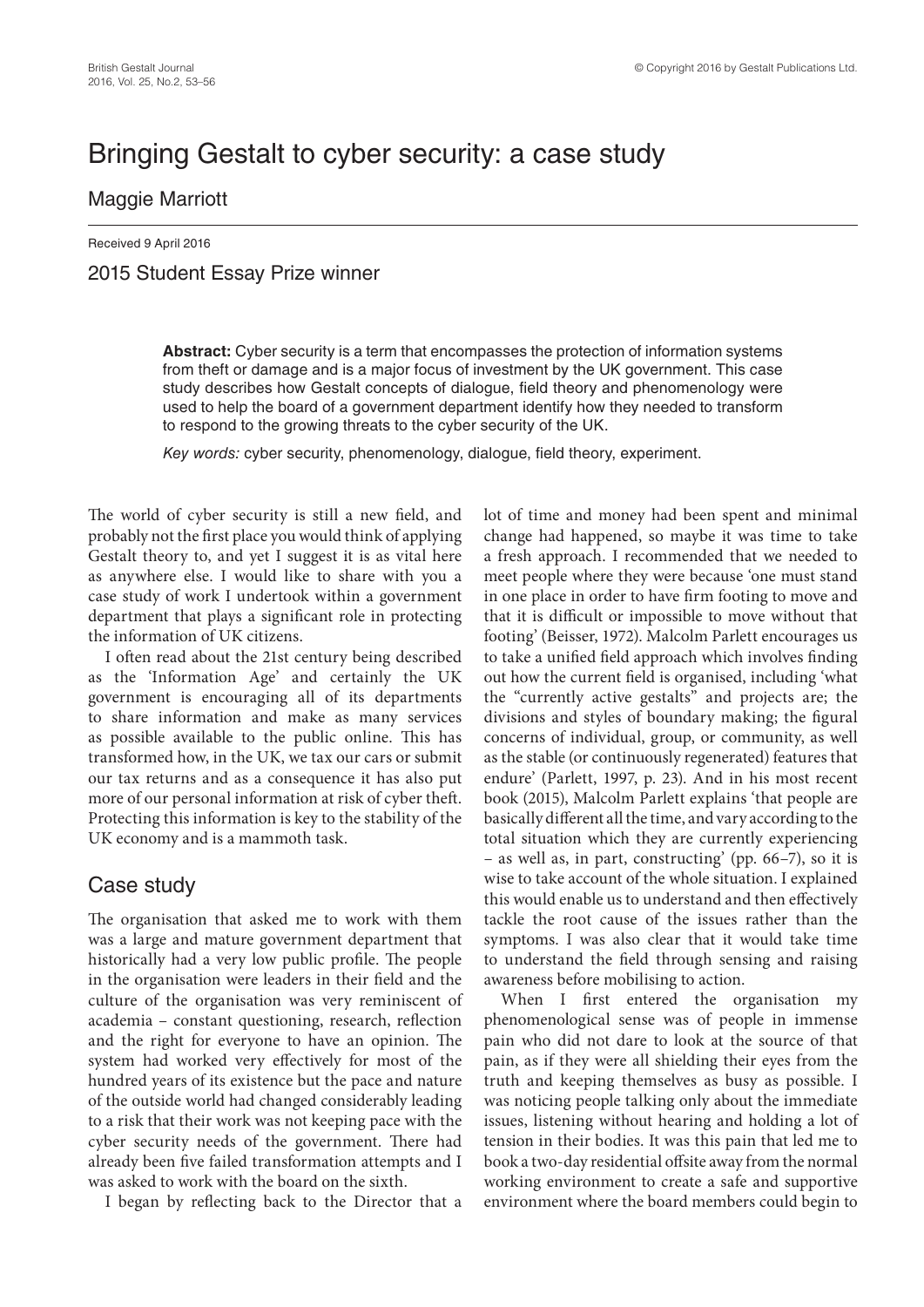# Bringing Gestalt to cyber security: a case study

Maggie Marriott

Received 9 April 2016

2015 Student Essay Prize winner

**Abstract:** Cyber security is a term that encompasses the protection of information systems from theft or damage and is a major focus of investment by the UK government. This case study describes how Gestalt concepts of dialogue, field theory and phenomenology were used to help the board of a government department identify how they needed to transform to respond to the growing threats to the cyber security of the UK.

*Key words:* cyber security, phenomenology, dialogue, field theory, experiment.

The world of cyber security is still a new field, and probably not the first place you would think of applying Gestalt theory to, and yet I suggest it is as vital here as anywhere else. I would like to share with you a case study of work I undertook within a government department that plays a significant role in protecting the information of UK citizens.

I often read about the 21st century being described as the 'Information Age' and certainly the UK government is encouraging all of its departments to share information and make as many services as possible available to the public online. This has transformed how, in the UK, we tax our cars or submit our tax returns and as a consequence it has also put more of our personal information at risk of cyber theft. Protecting this information is key to the stability of the UK economy and is a mammoth task.

## Case study

The organisation that asked me to work with them was a large and mature government department that historically had a very low public profile. The people in the organisation were leaders in their field and the culture of the organisation was very reminiscent of academia – constant questioning, research, reflection and the right for everyone to have an opinion. The system had worked very effectively for most of the hundred years of its existence but the pace and nature of the outside world had changed considerably leading to a risk that their work was not keeping pace with the cyber security needs of the government. There had already been five failed transformation attempts and I was asked to work with the board on the sixth.

I began by reflecting back to the Director that a lot of time and money had been spent and minimal change had happened, so maybe it was time to take a fresh approach. I recommended that we needed to meet people where they were because 'one must stand in one place in order to have firm footing to move and that it is difficult or impossible to move without that footing' (Beisser, 1972). Malcolm Parlett encourages us to take a unified field approach which involves finding out how the current field is organised, including 'what the "currently active gestalts" and projects are; the divisions and styles of boundary making; the figural concerns of individual, group, or community, as well as the stable (or continuously regenerated) features that endure' (Parlett, 1997, p. 23). And in his most recent book (2015), Malcolm Parlett explains 'that people are basically different all the time, and vary according to the total situation which they are currently experiencing – as well as, in part, constructing' (pp. 66–7), so it is wise to take account of the whole situation. I explained this would enable us to understand and then effectively tackle the root cause of the issues rather than the symptoms. I was also clear that it would take time to understand the field through sensing and raising awareness before mobilising to action.

When I first entered the organisation my phenomenological sense was of people in immense pain who did not dare to look at the source of that pain, as if they were all shielding their eyes from the truth and keeping themselves as busy as possible. I was noticing people talking only about the immediate issues, listening without hearing and holding a lot of tension in their bodies. It was this pain that led me to book a two-day residential offsite away from the normal working environment to create a safe and supportive environment where the board members could begin to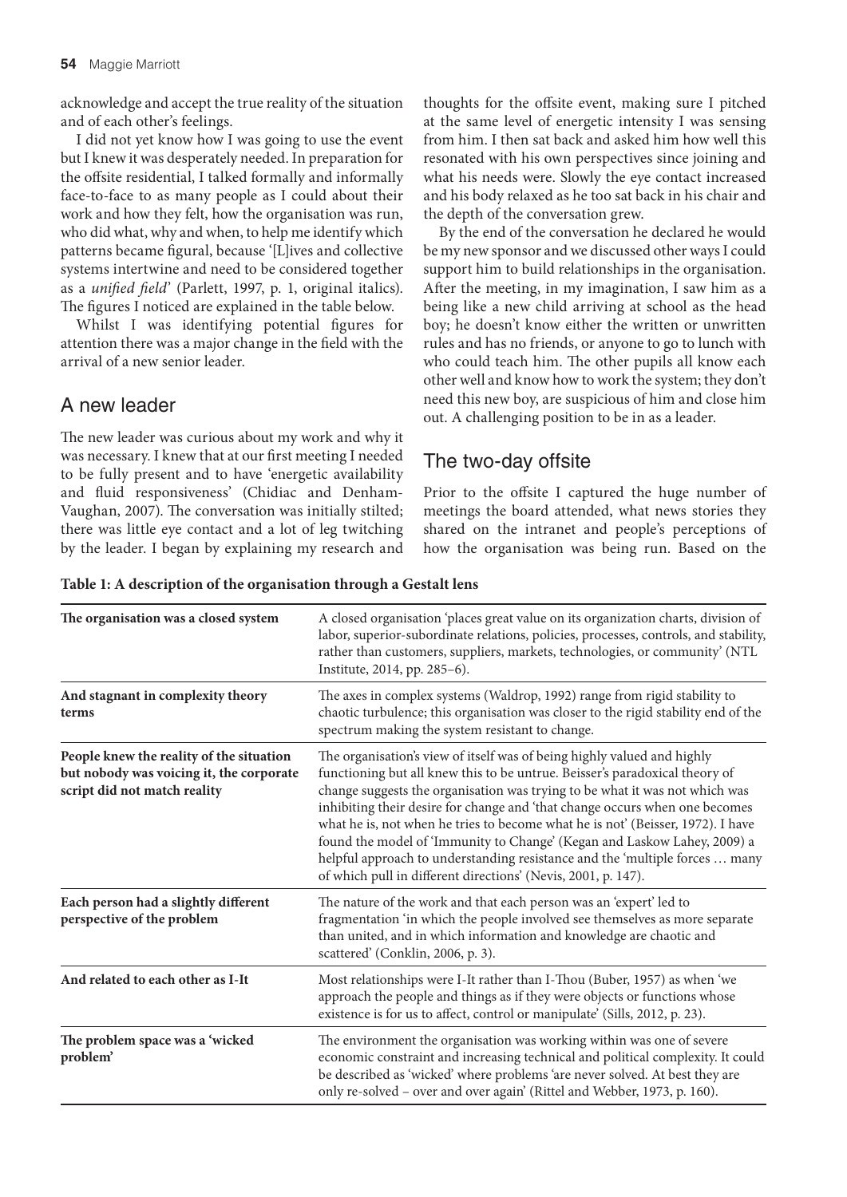acknowledge and accept the true reality of the situation and of each other's feelings.

I did not yet know how I was going to use the event but I knew it was desperately needed. In preparation for the offsite residential, I talked formally and informally face-to-face to as many people as I could about their work and how they felt, how the organisation was run, who did what, why and when, to help me identify which patterns became figural, because '[L]ives and collective systems intertwine and need to be considered together as a *unified field*' (Parlett, 1997, p. 1, original italics). The figures I noticed are explained in the table below.

Whilst I was identifying potential figures for attention there was a major change in the field with the arrival of a new senior leader.

## A new leader

The new leader was curious about my work and why it was necessary. I knew that at our first meeting I needed to be fully present and to have 'energetic availability and fluid responsiveness' (Chidiac and Denham-Vaughan, 2007). The conversation was initially stilted; there was little eye contact and a lot of leg twitching by the leader. I began by explaining my research and thoughts for the offsite event, making sure I pitched at the same level of energetic intensity I was sensing from him. I then sat back and asked him how well this resonated with his own perspectives since joining and what his needs were. Slowly the eye contact increased and his body relaxed as he too sat back in his chair and the depth of the conversation grew.

By the end of the conversation he declared he would be my new sponsor and we discussed other ways I could support him to build relationships in the organisation. After the meeting, in my imagination, I saw him as a being like a new child arriving at school as the head boy; he doesn't know either the written or unwritten rules and has no friends, or anyone to go to lunch with who could teach him. The other pupils all know each other well and know how to work the system; they don't need this new boy, are suspicious of him and close him out. A challenging position to be in as a leader.

## The two-day offsite

Prior to the offsite I captured the huge number of meetings the board attended, what news stories they shared on the intranet and people's perceptions of how the organisation was being run. Based on the

**Table 1: A description of the organisation through a Gestalt lens**

| | |
|---|---|
| **The organisation was a closed system** | A closed organisation 'places great value on its organization charts, division of labor, superior-subordinate relations, policies, processes, controls, and stability, rather than customers, suppliers, markets, technologies, or community' (NTL Institute, 2014, pp. 285–6). |
| **And stagnant in complexity theory terms** | The axes in complex systems (Waldrop, 1992) range from rigid stability to chaotic turbulence; this organisation was closer to the rigid stability end of the spectrum making the system resistant to change. |
| **People knew the reality of the situation but nobody was voicing it, the corporate script did not match reality** | The organisation's view of itself was of being highly valued and highly functioning but all knew this to be untrue. Beisser's paradoxical theory of change suggests the organisation was trying to be what it was not which was inhibiting their desire for change and 'that change occurs when one becomes what he is, not when he tries to become what he is not' (Beisser, 1972). I have found the model of 'Immunity to Change' (Kegan and Laskow Lahey, 2009) a helpful approach to understanding resistance and the 'multiple forces … many of which pull in different directions' (Nevis, 2001, p. 147). |
| **Each person had a slightly different perspective of the problem** | The nature of the work and that each person was an 'expert' led to fragmentation 'in which the people involved see themselves as more separate than united, and in which information and knowledge are chaotic and scattered' (Conklin, 2006, p. 3). |
| **And related to each other as I-It** | Most relationships were I-It rather than I-Thou (Buber, 1957) as when 'we approach the people and things as if they were objects or functions whose existence is for us to affect, control or manipulate' (Sills, 2012, p. 23). |
| **The problem space was a 'wicked problem'** | The environment the organisation was working within was one of severe economic constraint and increasing technical and political complexity. It could be described as 'wicked' where problems 'are never solved. At best they are only re-solved – over and over again' (Rittel and Webber, 1973, p. 160). |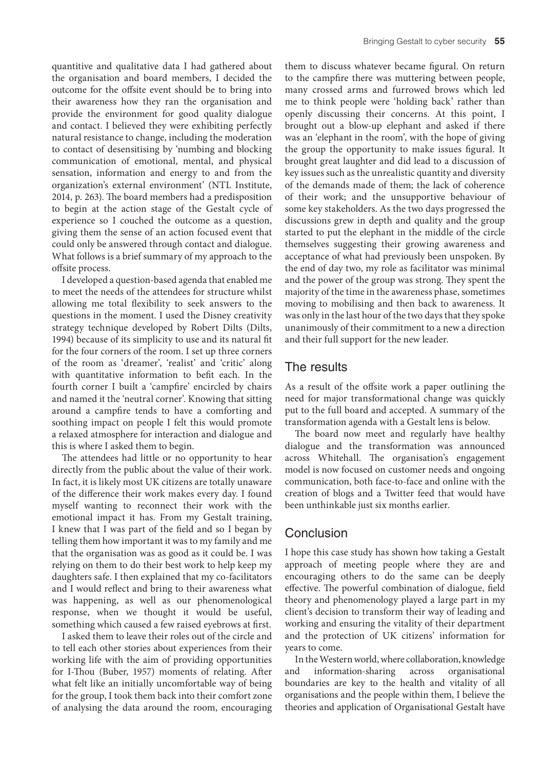quantitive and qualitative data I had gathered about the organisation and board members, I decided the outcome for the offsite event should be to bring into their awareness how they ran the organisation and provide the environment for good quality dialogue and contact. I believed they were exhibiting perfectly natural resistance to change, including the moderation to contact of desensitising by 'numbing and blocking communication of emotional, mental, and physical sensation, information and energy to and from the organization's external environment' (NTL Institute, 2014, p. 263). The board members had a predisposition to begin at the action stage of the Gestalt cycle of experience so I couched the outcome as a question, giving them the sense of an action focused event that could only be answered through contact and dialogue. What follows is a brief summary of my approach to the offsite process.

I developed a question-based agenda that enabled me to meet the needs of the attendees for structure whilst allowing me total flexibility to seek answers to the questions in the moment. I used the Disney creativity strategy technique developed by Robert Dilts (Dilts, 1994) because of its simplicity to use and its natural fit for the four corners of the room. I set up three corners of the room as 'dreamer', 'realist' and 'critic' along with quantitative information to befit each. In the fourth corner I built a 'campfire' encircled by chairs and named it the 'neutral corner'. Knowing that sitting around a campfire tends to have a comforting and soothing impact on people I felt this would promote a relaxed atmosphere for interaction and dialogue and this is where I asked them to begin.

The attendees had little or no opportunity to hear directly from the public about the value of their work. In fact, it is likely most UK citizens are totally unaware of the difference their work makes every day. I found myself wanting to reconnect their work with the emotional impact it has. From my Gestalt training, I knew that I was part of the field and so I began by telling them how important it was to my family and me that the organisation was as good as it could be. I was relying on them to do their best work to help keep my daughters safe. I then explained that my co-facilitators and I would reflect and bring to their awareness what was happening, as well as our phenomenological response, when we thought it would be useful, something which caused a few raised eyebrows at first.

I asked them to leave their roles out of the circle and to tell each other stories about experiences from their working life with the aim of providing opportunities for I-Thou (Buber, 1957) moments of relating. After what felt like an initially uncomfortable way of being for the group, I took them back into their comfort zone of analysing the data around the room, encouraging them to discuss whatever became figural. On return to the campfire there was muttering between people, many crossed arms and furrowed brows which led me to think people were 'holding back' rather than openly discussing their concerns. At this point, I brought out a blow-up elephant and asked if there was an 'elephant in the room', with the hope of giving the group the opportunity to make issues figural. It brought great laughter and did lead to a discussion of key issues such as the unrealistic quantity and diversity of the demands made of them; the lack of coherence of their work; and the unsupportive behaviour of some key stakeholders. As the two days progressed the discussions grew in depth and quality and the group started to put the elephant in the middle of the circle themselves suggesting their growing awareness and acceptance of what had previously been unspoken. By the end of day two, my role as facilitator was minimal and the power of the group was strong. They spent the majority of the time in the awareness phase, sometimes moving to mobilising and then back to awareness. It was only in the last hour of the two days that they spoke unanimously of their commitment to a new a direction and their full support for the new leader.

## The results

As a result of the offsite work a paper outlining the need for major transformational change was quickly put to the full board and accepted. A summary of the transformation agenda with a Gestalt lens is below.

The board now meet and regularly have healthy dialogue and the transformation was announced across Whitehall. The organisation's engagement model is now focused on customer needs and ongoing communication, both face-to-face and online with the creation of blogs and a Twitter feed that would have been unthinkable just six months earlier.

## Conclusion

I hope this case study has shown how taking a Gestalt approach of meeting people where they are and encouraging others to do the same can be deeply effective. The powerful combination of dialogue, field theory and phenomenology played a large part in my client's decision to transform their way of leading and working and ensuring the vitality of their department and the protection of UK citizens' information for years to come.

In the Western world, where collaboration, knowledge and information-sharing across organisational boundaries are key to the health and vitality of all organisations and the people within them, I believe the theories and application of Organisational Gestalt have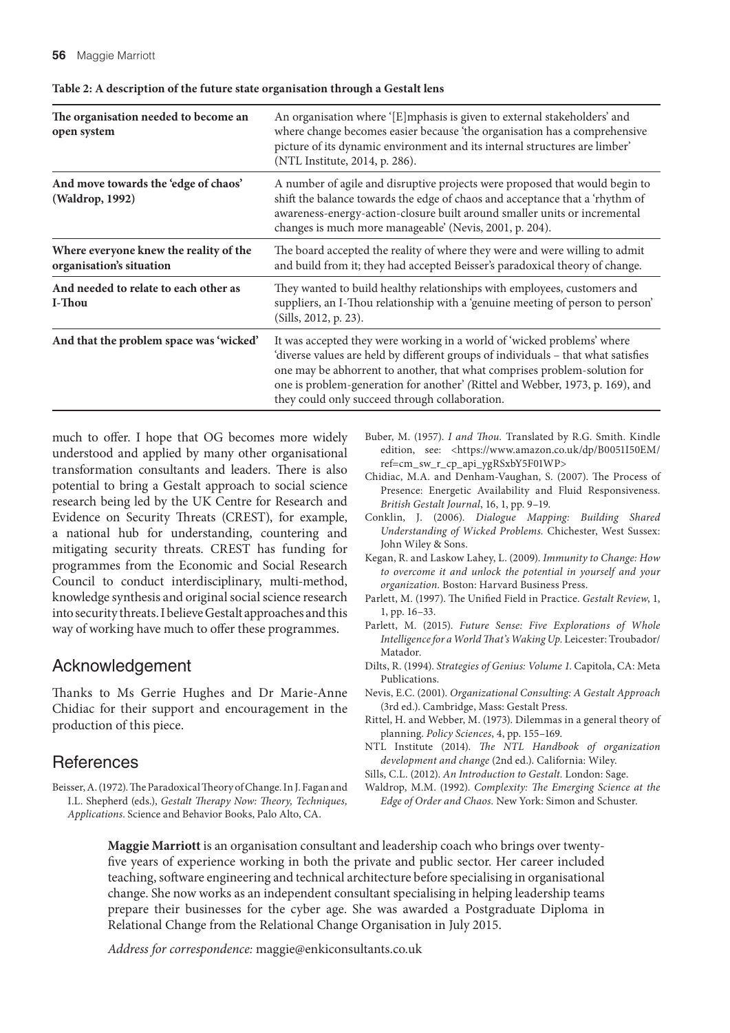**Table 2: A description of the future state organisation through a Gestalt lens**

| | |
|---|---|
| **The organisation needed to become an open system** | An organisation where '[E]mphasis is given to external stakeholders' and where change becomes easier because 'the organisation has a comprehensive picture of its dynamic environment and its internal structures are limber' (NTL Institute, 2014, p. 286). |
| **And move towards the 'edge of chaos' (Waldrop, 1992)** | A number of agile and disruptive projects were proposed that would begin to shift the balance towards the edge of chaos and acceptance that a 'rhythm of awareness-energy-action-closure built around smaller units or incremental changes is much more manageable' (Nevis, 2001, p. 204). |
| **Where everyone knew the reality of the organisation's situation** | The board accepted the reality of where they were and were willing to admit and build from it; they had accepted Beisser's paradoxical theory of change. |
| **And needed to relate to each other as I-Thou** | They wanted to build healthy relationships with employees, customers and suppliers, an I-Thou relationship with a 'genuine meeting of person to person' (Sills, 2012, p. 23). |
| **And that the problem space was 'wicked'** | It was accepted they were working in a world of 'wicked problems' where 'diverse values are held by different groups of individuals – that what satisfies one may be abhorrent to another, that what comprises problem-solution for one is problem-generation for another' (Rittel and Webber, 1973, p. 169), and they could only succeed through collaboration. |

much to offer. I hope that OG becomes more widely understood and applied by many other organisational transformation consultants and leaders. There is also potential to bring a Gestalt approach to social science research being led by the UK Centre for Research and Evidence on Security Threats (CREST), for example, a national hub for understanding, countering and mitigating security threats. CREST has funding for programmes from the Economic and Social Research Council to conduct interdisciplinary, multi-method, knowledge synthesis and original social science research into security threats. I believe Gestalt approaches and this way of working have much to offer these programmes.

## Acknowledgement

Thanks to Ms Gerrie Hughes and Dr Marie-Anne Chidiac for their support and encouragement in the production of this piece.

## References

Beisser, A. (1972). The Paradoxical Theory of Change. In J. Fagan and I.L. Shepherd (eds.), *Gestalt Therapy Now: Theory, Techniques, Applications*. Science and Behavior Books, Palo Alto, CA.

Buber, M. (1957). *I and Thou*. Translated by R.G. Smith. Kindle edition, see: <https://www.amazon.co.uk/dp/B0051I50EM/ref=cm_sw_r_cp_api_ygRSxbY5F01WP>

Chidiac, M.A. and Denham-Vaughan, S. (2007). The Process of Presence: Energetic Availability and Fluid Responsiveness. *British Gestalt Journal*, 16, 1, pp. 9–19.

Conklin, J. (2006). *Dialogue Mapping: Building Shared Understanding of Wicked Problems*. Chichester, West Sussex: John Wiley & Sons.

Kegan, R. and Laskow Lahey, L. (2009). *Immunity to Change: How to overcome it and unlock the potential in yourself and your organization*. Boston: Harvard Business Press.

Parlett, M. (1997). The Unified Field in Practice. *Gestalt Review*, 1, 1, pp. 16–33.

Parlett, M. (2015). *Future Sense: Five Explorations of Whole Intelligence for a World That's Waking Up*. Leicester: Troubador/Matador.

Dilts, R. (1994). *Strategies of Genius: Volume 1*. Capitola, CA: Meta Publications.

Nevis, E.C. (2001). *Organizational Consulting: A Gestalt Approach* (3rd ed.). Cambridge, Mass: Gestalt Press.

Rittel, H. and Webber, M. (1973). Dilemmas in a general theory of planning. *Policy Sciences*, 4, pp. 155–169.

NTL Institute (2014). *The NTL Handbook of organization development and change* (2nd ed.). California: Wiley.

Sills, C.L. (2012). *An Introduction to Gestalt*. London: Sage.

Waldrop, M.M. (1992). *Complexity: The Emerging Science at the Edge of Order and Chaos*. New York: Simon and Schuster.

**Maggie Marriott** is an organisation consultant and leadership coach who brings over twenty-five years of experience working in both the private and public sector. Her career included teaching, software engineering and technical architecture before specialising in organisational change. She now works as an independent consultant specialising in helping leadership teams prepare their businesses for the cyber age. She was awarded a Postgraduate Diploma in Relational Change from the Relational Change Organisation in July 2015.

*Address for correspondence:* maggie@enkiconsultants.co.uk